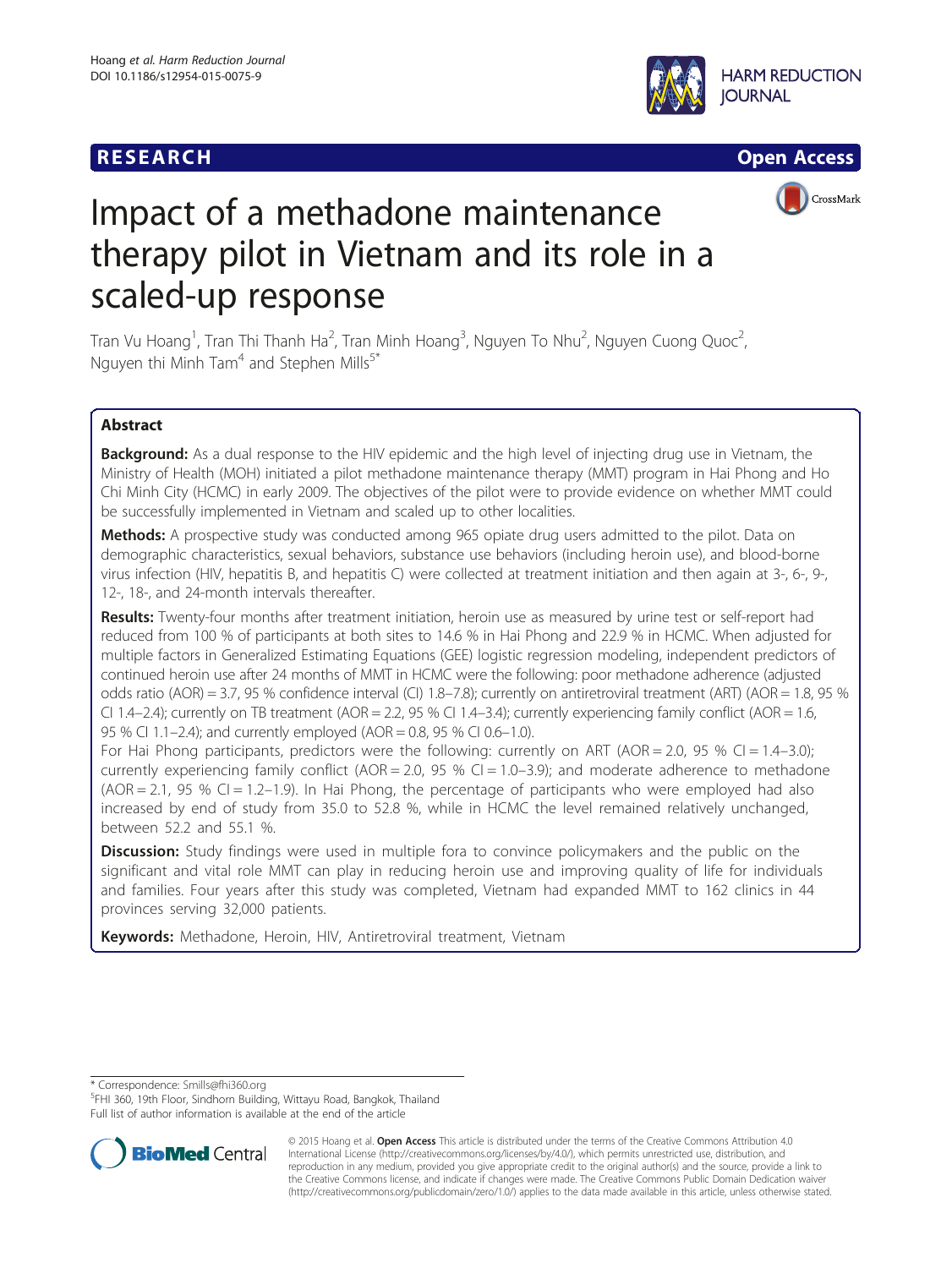RESEARCH Open Access

# Impact of a methadone maintenance therapy pilot in Vietnam and its role in a scaled-up response

Tran Vu Hoang[1], Tran Thi Thanh Ha[2], Tran Minh Hoang[3], Nguyen To Nhu[2], Nguyen Cuong Quoc[2], Nguyen thi Minh Tam[4] and Stephen Mills[5*]

## Abstract

**Background:** As a dual response to the HIV epidemic and the high level of injecting drug use in Vietnam, the Ministry of Health (MOH) initiated a pilot methadone maintenance therapy (MMT) program in Hai Phong and Ho Chi Minh City (HCMC) in early 2009. The objectives of the pilot were to provide evidence on whether MMT could be successfully implemented in Vietnam and scaled up to other localities.

**Methods:** A prospective study was conducted among 965 opiate drug users admitted to the pilot. Data on demographic characteristics, sexual behaviors, substance use behaviors (including heroin use), and blood-borne virus infection (HIV, hepatitis B, and hepatitis C) were collected at treatment initiation and then again at 3-, 6-, 9-, 12-, 18-, and 24-month intervals thereafter.

**Results:** Twenty-four months after treatment initiation, heroin use as measured by urine test or self-report had reduced from 100 % of participants at both sites to 14.6 % in Hai Phong and 22.9 % in HCMC. When adjusted for multiple factors in Generalized Estimating Equations (GEE) logistic regression modeling, independent predictors of continued heroin use after 24 months of MMT in HCMC were the following: poor methadone adherence (adjusted odds ratio (AOR) = 3.7, 95 % confidence interval (CI) 1.8–7.8); currently on antiretroviral treatment (ART) (AOR = 1.8, 95 % CI 1.4–2.4); currently on TB treatment (AOR = 2.2, 95 % CI 1.4–3.4); currently experiencing family conflict (AOR = 1.6, 95 % CI 1.1–2.4); and currently employed (AOR = 0.8, 95 % CI 0.6–1.0).

For Hai Phong participants, predictors were the following: currently on ART (AOR = 2.0, 95 % CI = 1.4–3.0); currently experiencing family conflict (AOR = 2.0, 95 % CI = 1.0–3.9); and moderate adherence to methadone (AOR = 2.1, 95 % CI = 1.2–1.9). In Hai Phong, the percentage of participants who were employed had also increased by end of study from 35.0 to 52.8 %, while in HCMC the level remained relatively unchanged, between 52.2 and 55.1 %.

**Discussion:** Study findings were used in multiple fora to convince policymakers and the public on the significant and vital role MMT can play in reducing heroin use and improving quality of life for individuals and families. Four years after this study was completed, Vietnam had expanded MMT to 162 clinics in 44 provinces serving 32,000 patients.

**Keywords:** Methadone, Heroin, HIV, Antiretroviral treatment, Vietnam

\* Correspondence: Smills@fhi360.org

[5]FHI 360, 19th Floor, Sindhorn Building, Wittayu Road, Bangkok, Thailand

Full list of author information is available at the end of the article

© 2015 Hoang et al. **Open Access** This article is distributed under the terms of the Creative Commons Attribution 4.0 International License (http://creativecommons.org/licenses/by/4.0/), which permits unrestricted use, distribution, and reproduction in any medium, provided you give appropriate credit to the original author(s) and the source, provide a link to the Creative Commons license, and indicate if changes were made. The Creative Commons Public Domain Dedication waiver (http://creativecommons.org/publicdomain/zero/1.0/) applies to the data made available in this article, unless otherwise stated.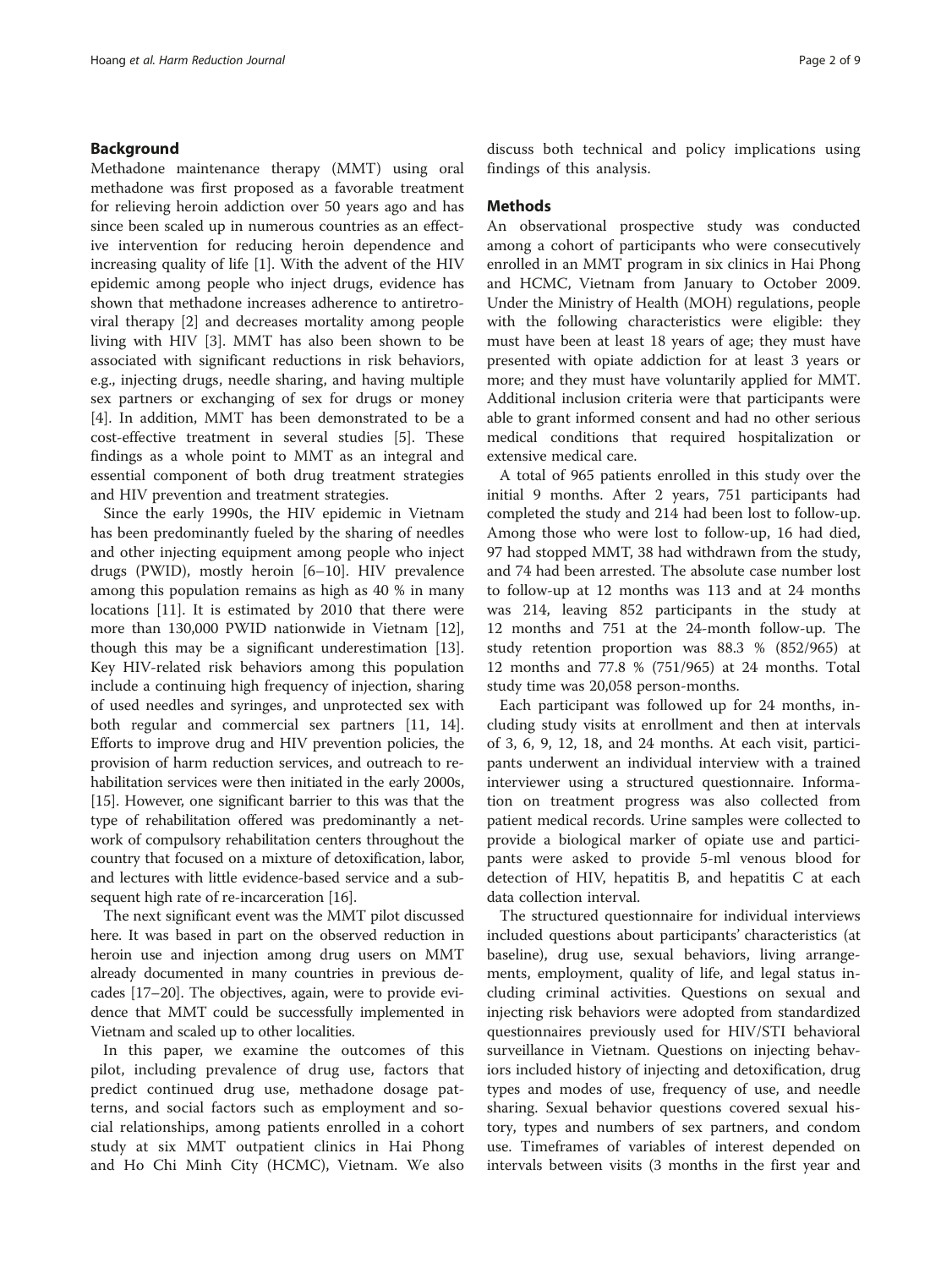## Background

Methadone maintenance therapy (MMT) using oral methadone was first proposed as a favorable treatment for relieving heroin addiction over 50 years ago and has since been scaled up in numerous countries as an effective intervention for reducing heroin dependence and increasing quality of life [1]. With the advent of the HIV epidemic among people who inject drugs, evidence has shown that methadone increases adherence to antiretroviral therapy [2] and decreases mortality among people living with HIV [3]. MMT has also been shown to be associated with significant reductions in risk behaviors, e.g., injecting drugs, needle sharing, and having multiple sex partners or exchanging of sex for drugs or money [4]. In addition, MMT has been demonstrated to be a cost-effective treatment in several studies [5]. These findings as a whole point to MMT as an integral and essential component of both drug treatment strategies and HIV prevention and treatment strategies.

Since the early 1990s, the HIV epidemic in Vietnam has been predominantly fueled by the sharing of needles and other injecting equipment among people who inject drugs (PWID), mostly heroin [6–10]. HIV prevalence among this population remains as high as 40 % in many locations [11]. It is estimated by 2010 that there were more than 130,000 PWID nationwide in Vietnam [12], though this may be a significant underestimation [13]. Key HIV-related risk behaviors among this population include a continuing high frequency of injection, sharing of used needles and syringes, and unprotected sex with both regular and commercial sex partners [11, 14]. Efforts to improve drug and HIV prevention policies, the provision of harm reduction services, and outreach to rehabilitation services were then initiated in the early 2000s, [15]. However, one significant barrier to this was that the type of rehabilitation offered was predominantly a network of compulsory rehabilitation centers throughout the country that focused on a mixture of detoxification, labor, and lectures with little evidence-based service and a subsequent high rate of re-incarceration [16].

The next significant event was the MMT pilot discussed here. It was based in part on the observed reduction in heroin use and injection among drug users on MMT already documented in many countries in previous decades [17–20]. The objectives, again, were to provide evidence that MMT could be successfully implemented in Vietnam and scaled up to other localities.

In this paper, we examine the outcomes of this pilot, including prevalence of drug use, factors that predict continued drug use, methadone dosage patterns, and social factors such as employment and social relationships, among patients enrolled in a cohort study at six MMT outpatient clinics in Hai Phong and Ho Chi Minh City (HCMC), Vietnam. We also discuss both technical and policy implications using findings of this analysis.

## Methods

An observational prospective study was conducted among a cohort of participants who were consecutively enrolled in an MMT program in six clinics in Hai Phong and HCMC, Vietnam from January to October 2009. Under the Ministry of Health (MOH) regulations, people with the following characteristics were eligible: they must have been at least 18 years of age; they must have presented with opiate addiction for at least 3 years or more; and they must have voluntarily applied for MMT. Additional inclusion criteria were that participants were able to grant informed consent and had no other serious medical conditions that required hospitalization or extensive medical care.

A total of 965 patients enrolled in this study over the initial 9 months. After 2 years, 751 participants had completed the study and 214 had been lost to follow-up. Among those who were lost to follow-up, 16 had died, 97 had stopped MMT, 38 had withdrawn from the study, and 74 had been arrested. The absolute case number lost to follow-up at 12 months was 113 and at 24 months was 214, leaving 852 participants in the study at 12 months and 751 at the 24-month follow-up. The study retention proportion was 88.3 % (852/965) at 12 months and 77.8 % (751/965) at 24 months. Total study time was 20,058 person-months.

Each participant was followed up for 24 months, including study visits at enrollment and then at intervals of 3, 6, 9, 12, 18, and 24 months. At each visit, participants underwent an individual interview with a trained interviewer using a structured questionnaire. Information on treatment progress was also collected from patient medical records. Urine samples were collected to provide a biological marker of opiate use and participants were asked to provide 5-ml venous blood for detection of HIV, hepatitis B, and hepatitis C at each data collection interval.

The structured questionnaire for individual interviews included questions about participants' characteristics (at baseline), drug use, sexual behaviors, living arrangements, employment, quality of life, and legal status including criminal activities. Questions on sexual and injecting risk behaviors were adopted from standardized questionnaires previously used for HIV/STI behavioral surveillance in Vietnam. Questions on injecting behaviors included history of injecting and detoxification, drug types and modes of use, frequency of use, and needle sharing. Sexual behavior questions covered sexual history, types and numbers of sex partners, and condom use. Timeframes of variables of interest depended on intervals between visits (3 months in the first year and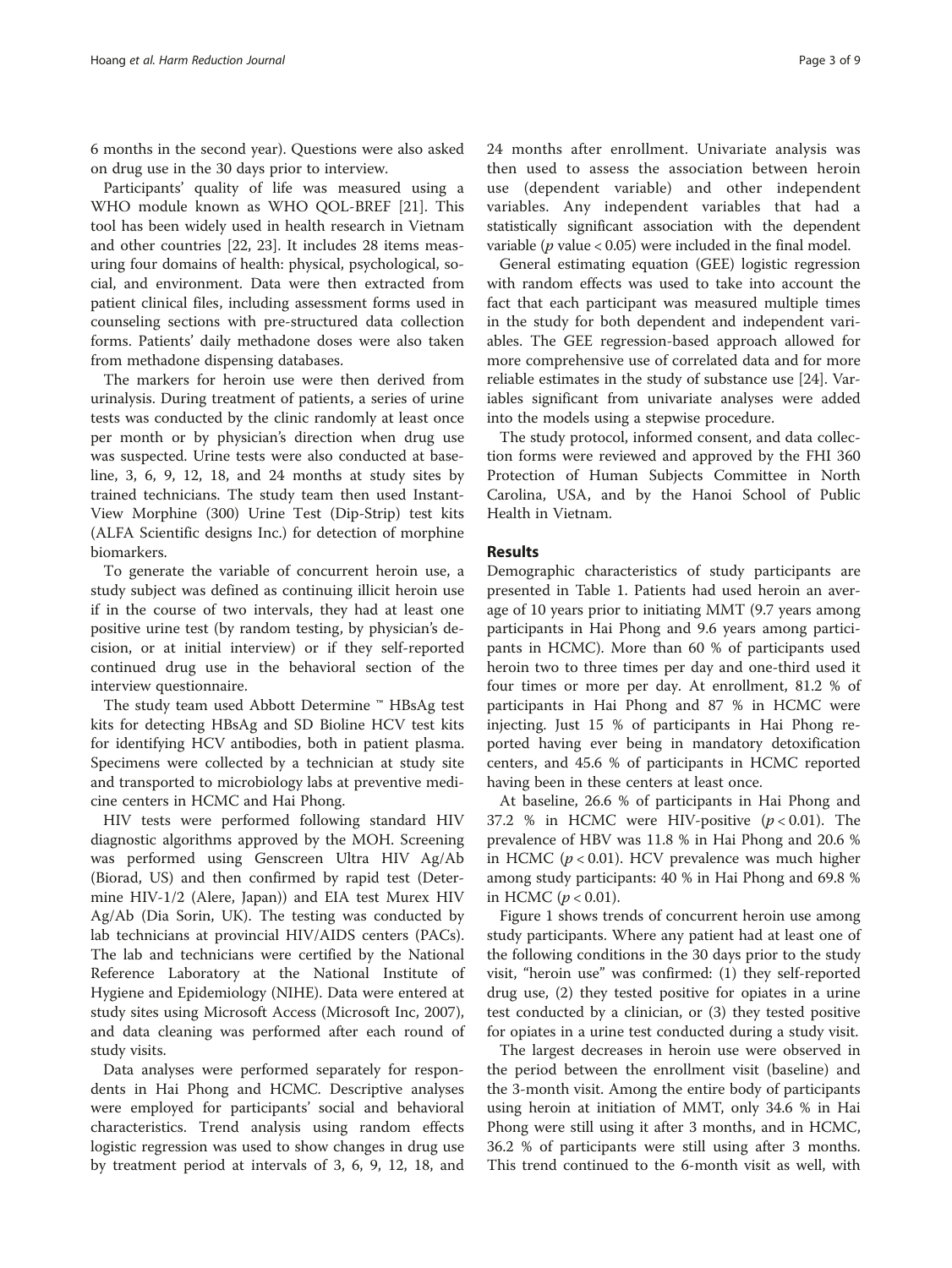6 months in the second year). Questions were also asked on drug use in the 30 days prior to interview.

Participants' quality of life was measured using a WHO module known as WHO QOL-BREF [21]. This tool has been widely used in health research in Vietnam and other countries [22, 23]. It includes 28 items measuring four domains of health: physical, psychological, social, and environment. Data were then extracted from patient clinical files, including assessment forms used in counseling sections with pre-structured data collection forms. Patients' daily methadone doses were also taken from methadone dispensing databases.

The markers for heroin use were then derived from urinalysis. During treatment of patients, a series of urine tests was conducted by the clinic randomly at least once per month or by physician's direction when drug use was suspected. Urine tests were also conducted at baseline, 3, 6, 9, 12, 18, and 24 months at study sites by trained technicians. The study team then used Instant-View Morphine (300) Urine Test (Dip-Strip) test kits (ALFA Scientific designs Inc.) for detection of morphine biomarkers.

To generate the variable of concurrent heroin use, a study subject was defined as continuing illicit heroin use if in the course of two intervals, they had at least one positive urine test (by random testing, by physician's decision, or at initial interview) or if they self-reported continued drug use in the behavioral section of the interview questionnaire.

The study team used Abbott Determine ™ HBsAg test kits for detecting HBsAg and SD Bioline HCV test kits for identifying HCV antibodies, both in patient plasma. Specimens were collected by a technician at study site and transported to microbiology labs at preventive medicine centers in HCMC and Hai Phong.

HIV tests were performed following standard HIV diagnostic algorithms approved by the MOH. Screening was performed using Genscreen Ultra HIV Ag/Ab (Biorad, US) and then confirmed by rapid test (Determine HIV-1/2 (Alere, Japan)) and EIA test Murex HIV Ag/Ab (Dia Sorin, UK). The testing was conducted by lab technicians at provincial HIV/AIDS centers (PACs). The lab and technicians were certified by the National Reference Laboratory at the National Institute of Hygiene and Epidemiology (NIHE). Data were entered at study sites using Microsoft Access (Microsoft Inc, 2007), and data cleaning was performed after each round of study visits.

Data analyses were performed separately for respondents in Hai Phong and HCMC. Descriptive analyses were employed for participants' social and behavioral characteristics. Trend analysis using random effects logistic regression was used to show changes in drug use by treatment period at intervals of 3, 6, 9, 12, 18, and 24 months after enrollment. Univariate analysis was then used to assess the association between heroin use (dependent variable) and other independent variables. Any independent variables that had a statistically significant association with the dependent variable ($p$ value < 0.05) were included in the final model.

General estimating equation (GEE) logistic regression with random effects was used to take into account the fact that each participant was measured multiple times in the study for both dependent and independent variables. The GEE regression-based approach allowed for more comprehensive use of correlated data and for more reliable estimates in the study of substance use [24]. Variables significant from univariate analyses were added into the models using a stepwise procedure.

The study protocol, informed consent, and data collection forms were reviewed and approved by the FHI 360 Protection of Human Subjects Committee in North Carolina, USA, and by the Hanoi School of Public Health in Vietnam.

## Results

Demographic characteristics of study participants are presented in Table 1. Patients had used heroin an average of 10 years prior to initiating MMT (9.7 years among participants in Hai Phong and 9.6 years among participants in HCMC). More than 60 % of participants used heroin two to three times per day and one-third used it four times or more per day. At enrollment, 81.2 % of participants in Hai Phong and 87 % in HCMC were injecting. Just 15 % of participants in Hai Phong reported having ever being in mandatory detoxification centers, and 45.6 % of participants in HCMC reported having been in these centers at least once.

At baseline, 26.6 % of participants in Hai Phong and 37.2 % in HCMC were HIV-positive ($p < 0.01$). The prevalence of HBV was 11.8 % in Hai Phong and 20.6 % in HCMC ($p < 0.01$). HCV prevalence was much higher among study participants: 40 % in Hai Phong and 69.8 % in HCMC ($p < 0.01$).

Figure 1 shows trends of concurrent heroin use among study participants. Where any patient had at least one of the following conditions in the 30 days prior to the study visit, "heroin use" was confirmed: (1) they self-reported drug use, (2) they tested positive for opiates in a urine test conducted by a clinician, or (3) they tested positive for opiates in a urine test conducted during a study visit.

The largest decreases in heroin use were observed in the period between the enrollment visit (baseline) and the 3-month visit. Among the entire body of participants using heroin at initiation of MMT, only 34.6 % in Hai Phong were still using it after 3 months, and in HCMC, 36.2 % of participants were still using after 3 months. This trend continued to the 6-month visit as well, with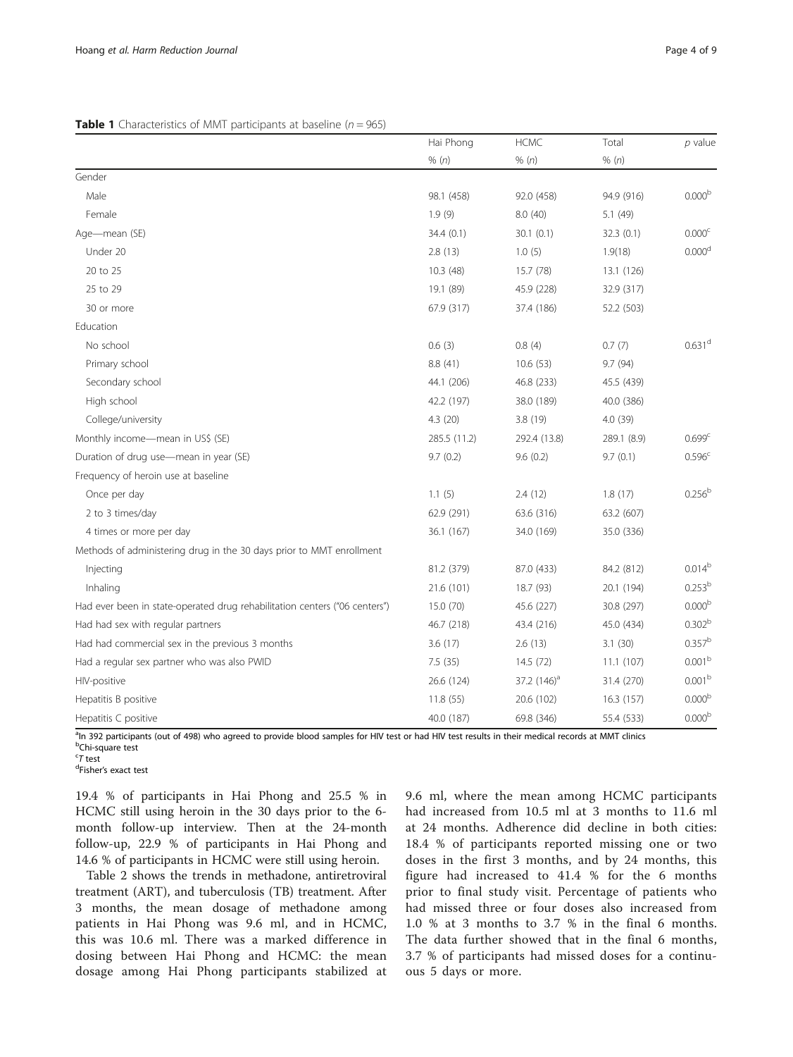**Table 1** Characteristics of MMT participants at baseline ($n = 965$)

| | Hai Phong | HCMC | Total | *p* value |
|---|---|---|---|---|
| | % (*n*) | % (*n*) | % (*n*) | |
| Gender | | | | |
| Male | 98.1 (458) | 92.0 (458) | 94.9 (916) | 0.000[b] |
| Female | 1.9 (9) | 8.0 (40) | 5.1 (49) | |
| Age—mean (SE) | 34.4 (0.1) | 30.1 (0.1) | 32.3 (0.1) | 0.000[c] |
| Under 20 | 2.8 (13) | 1.0 (5) | 1.9(18) | 0.000[d] |
| 20 to 25 | 10.3 (48) | 15.7 (78) | 13.1 (126) | |
| 25 to 29 | 19.1 (89) | 45.9 (228) | 32.9 (317) | |
| 30 or more | 67.9 (317) | 37.4 (186) | 52.2 (503) | |
| Education | | | | |
| No school | 0.6 (3) | 0.8 (4) | 0.7 (7) | 0.631[d] |
| Primary school | 8.8 (41) | 10.6 (53) | 9.7 (94) | |
| Secondary school | 44.1 (206) | 46.8 (233) | 45.5 (439) | |
| High school | 42.2 (197) | 38.0 (189) | 40.0 (386) | |
| College/university | 4.3 (20) | 3.8 (19) | 4.0 (39) | |
| Monthly income—mean in US$ (SE) | 285.5 (11.2) | 292.4 (13.8) | 289.1 (8.9) | 0.699[c] |
| Duration of drug use—mean in year (SE) | 9.7 (0.2) | 9.6 (0.2) | 9.7 (0.1) | 0.596[c] |
| Frequency of heroin use at baseline | | | | |
| Once per day | 1.1 (5) | 2.4 (12) | 1.8 (17) | 0.256[b] |
| 2 to 3 times/day | 62.9 (291) | 63.6 (316) | 63.2 (607) | |
| 4 times or more per day | 36.1 (167) | 34.0 (169) | 35.0 (336) | |
| Methods of administering drug in the 30 days prior to MMT enrollment | | | | |
| Injecting | 81.2 (379) | 87.0 (433) | 84.2 (812) | 0.014[b] |
| Inhaling | 21.6 (101) | 18.7 (93) | 20.1 (194) | 0.253[b] |
| Had ever been in state-operated drug rehabilitation centers ("06 centers") | 15.0 (70) | 45.6 (227) | 30.8 (297) | 0.000[b] |
| Had had sex with regular partners | 46.7 (218) | 43.4 (216) | 45.0 (434) | 0.302[b] |
| Had had commercial sex in the previous 3 months | 3.6 (17) | 2.6 (13) | 3.1 (30) | 0.357[b] |
| Had a regular sex partner who was also PWID | 7.5 (35) | 14.5 (72) | 11.1 (107) | 0.001[b] |
| HIV-positive | 26.6 (124) | 37.2 (146)[a] | 31.4 (270) | 0.001[b] |
| Hepatitis B positive | 11.8 (55) | 20.6 (102) | 16.3 (157) | 0.000[b] |
| Hepatitis C positive | 40.0 (187) | 69.8 (346) | 55.4 (533) | 0.000[b] |

[a]In 392 participants (out of 498) who agreed to provide blood samples for HIV test or had HIV test results in their medical records at MMT clinics
[b]Chi-square test
[c]*T* test
[d]Fisher's exact test

19.4 % of participants in Hai Phong and 25.5 % in HCMC still using heroin in the 30 days prior to the 6-month follow-up interview. Then at the 24-month follow-up, 22.9 % of participants in Hai Phong and 14.6 % of participants in HCMC were still using heroin.

Table 2 shows the trends in methadone, antiretroviral treatment (ART), and tuberculosis (TB) treatment. After 3 months, the mean dosage of methadone among patients in Hai Phong was 9.6 ml, and in HCMC, this was 10.6 ml. There was a marked difference in dosing between Hai Phong and HCMC: the mean dosage among Hai Phong participants stabilized at 9.6 ml, where the mean among HCMC participants had increased from 10.5 ml at 3 months to 11.6 ml at 24 months. Adherence did decline in both cities: 18.4 % of participants reported missing one or two doses in the first 3 months, and by 24 months, this figure had increased to 41.4 % for the 6 months prior to final study visit. Percentage of patients who had missed three or four doses also increased from 1.0 % at 3 months to 3.7 % in the final 6 months. The data further showed that in the final 6 months, 3.7 % of participants had missed doses for a continuous 5 days or more.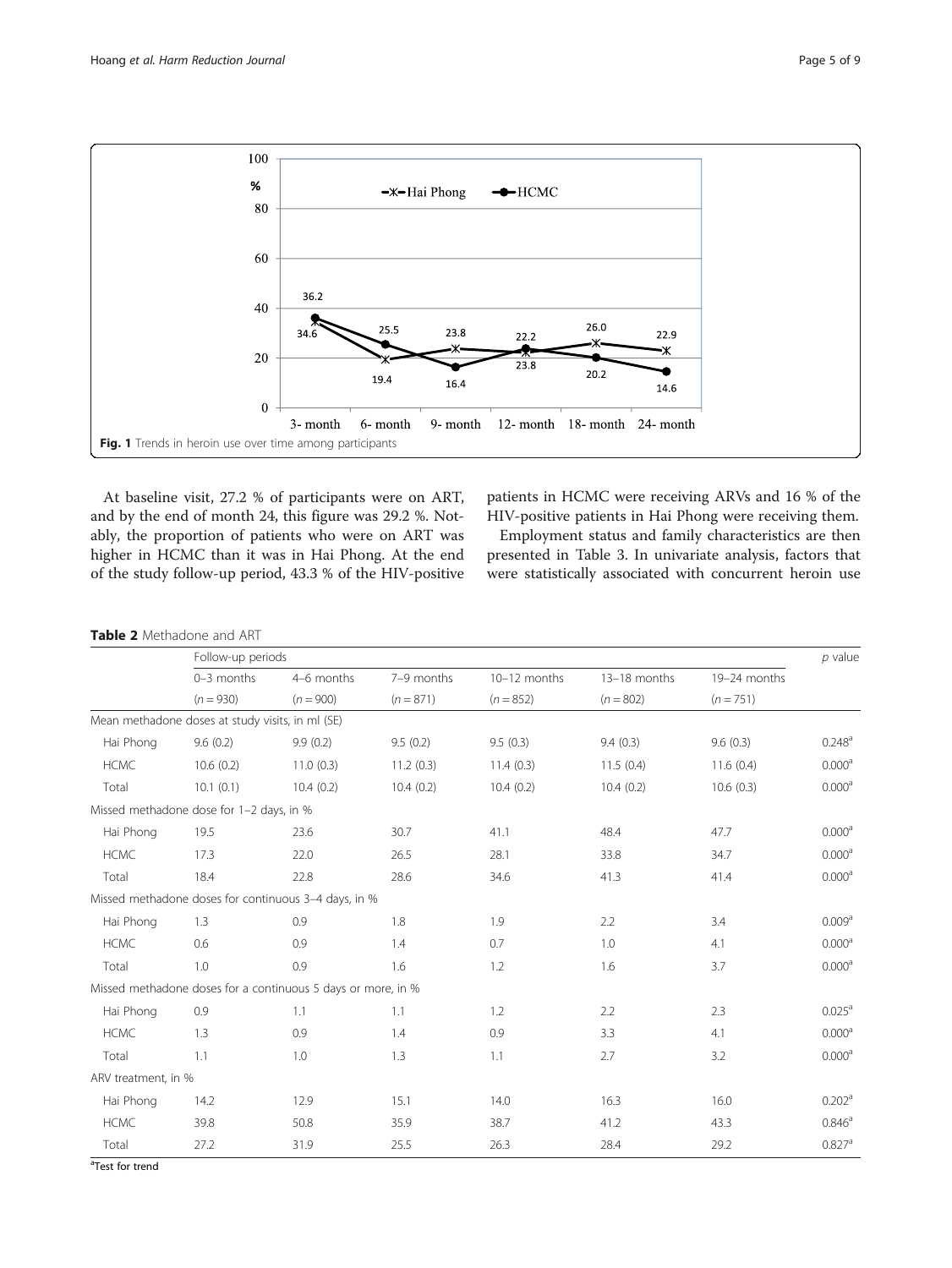Fig. 1 Trends in heroin use over time among participants

At baseline visit, 27.2 % of participants were on ART, and by the end of month 24, this figure was 29.2 %. Notably, the proportion of patients who were on ART was higher in HCMC than it was in Hai Phong. At the end of the study follow-up period, 43.3 % of the HIV-positive patients in HCMC were receiving ARVs and 16 % of the HIV-positive patients in Hai Phong were receiving them.

Employment status and family characteristics are then presented in Table 3. In univariate analysis, factors that were statistically associated with concurrent heroin use

**Table 2** Methadone and ART

| | Follow-up periods | | | | | | *p* value |
|---|---|---|---|---|---|---|---|
| | 0–3 months ($n = 930$) | 4–6 months ($n = 900$) | 7–9 months ($n = 871$) | 10–12 months ($n = 852$) | 13–18 months ($n = 802$) | 19–24 months ($n = 751$) | |
| Mean methadone doses at study visits, in ml (SE) | | | | | | | |
| Hai Phong | 9.6 (0.2) | 9.9 (0.2) | 9.5 (0.2) | 9.5 (0.3) | 9.4 (0.3) | 9.6 (0.3) | 0.248[a] |
| HCMC | 10.6 (0.2) | 11.0 (0.3) | 11.2 (0.3) | 11.4 (0.3) | 11.5 (0.4) | 11.6 (0.4) | 0.000[a] |
| Total | 10.1 (0.1) | 10.4 (0.2) | 10.4 (0.2) | 10.4 (0.2) | 10.4 (0.2) | 10.6 (0.3) | 0.000[a] |
| Missed methadone dose for 1–2 days, in % | | | | | | | |
| Hai Phong | 19.5 | 23.6 | 30.7 | 41.1 | 48.4 | 47.7 | 0.000[a] |
| HCMC | 17.3 | 22.0 | 26.5 | 28.1 | 33.8 | 34.7 | 0.000[a] |
| Total | 18.4 | 22.8 | 28.6 | 34.6 | 41.3 | 41.4 | 0.000[a] |
| Missed methadone doses for continuous 3–4 days, in % | | | | | | | |
| Hai Phong | 1.3 | 0.9 | 1.8 | 1.9 | 2.2 | 3.4 | 0.009[a] |
| HCMC | 0.6 | 0.9 | 1.4 | 0.7 | 1.0 | 4.1 | 0.000[a] |
| Total | 1.0 | 0.9 | 1.6 | 1.2 | 1.6 | 3.7 | 0.000[a] |
| Missed methadone doses for a continuous 5 days or more, in % | | | | | | | |
| Hai Phong | 0.9 | 1.1 | 1.1 | 1.2 | 2.2 | 2.3 | 0.025[a] |
| HCMC | 1.3 | 0.9 | 1.4 | 0.9 | 3.3 | 4.1 | 0.000[a] |
| Total | 1.1 | 1.0 | 1.3 | 1.1 | 2.7 | 3.2 | 0.000[a] |
| ARV treatment, in % | | | | | | | |
| Hai Phong | 14.2 | 12.9 | 15.1 | 14.0 | 16.3 | 16.0 | 0.202[a] |
| HCMC | 39.8 | 50.8 | 35.9 | 38.7 | 41.2 | 43.3 | 0.846[a] |
| Total | 27.2 | 31.9 | 25.5 | 26.3 | 28.4 | 29.2 | 0.827[a] |

[a]Test for trend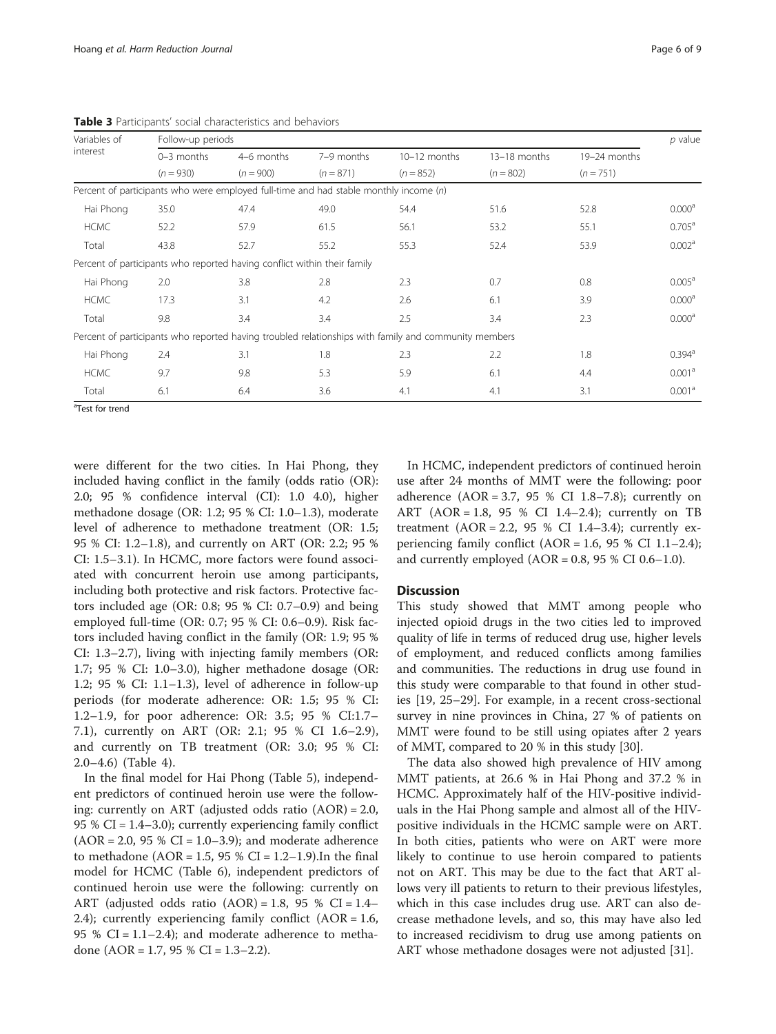**Table 3** Participants' social characteristics and behaviors

| Variables of interest | Follow-up periods | | | | | | p value |
|---|---|---|---|---|---|---|---|
| | 0–3 months (n = 930) | 4–6 months (n = 900) | 7–9 months (n = 871) | 10–12 months (n = 852) | 13–18 months (n = 802) | 19–24 months (n = 751) | |
| Percent of participants who were employed full-time and had stable monthly income (n) | | | | | | | |
| Hai Phong | 35.0 | 47.4 | 49.0 | 54.4 | 51.6 | 52.8 | 0.000[a] |
| HCMC | 52.2 | 57.9 | 61.5 | 56.1 | 53.2 | 55.1 | 0.705[a] |
| Total | 43.8 | 52.7 | 55.2 | 55.3 | 52.4 | 53.9 | 0.002[a] |
| Percent of participants who reported having conflict within their family | | | | | | | |
| Hai Phong | 2.0 | 3.8 | 2.8 | 2.3 | 0.7 | 0.8 | 0.005[a] |
| HCMC | 17.3 | 3.1 | 4.2 | 2.6 | 6.1 | 3.9 | 0.000[a] |
| Total | 9.8 | 3.4 | 3.4 | 2.5 | 3.4 | 2.3 | 0.000[a] |
| Percent of participants who reported having troubled relationships with family and community members | | | | | | | |
| Hai Phong | 2.4 | 3.1 | 1.8 | 2.3 | 2.2 | 1.8 | 0.394[a] |
| HCMC | 9.7 | 9.8 | 5.3 | 5.9 | 6.1 | 4.4 | 0.001[a] |
| Total | 6.1 | 6.4 | 3.6 | 4.1 | 4.1 | 3.1 | 0.001[a] |

[a]Test for trend

were different for the two cities. In Hai Phong, they included having conflict in the family (odds ratio (OR): 2.0; 95 % confidence interval (CI): 1.0 4.0), higher methadone dosage (OR: 1.2; 95 % CI: 1.0–1.3), moderate level of adherence to methadone treatment (OR: 1.5; 95 % CI: 1.2–1.8), and currently on ART (OR: 2.2; 95 % CI: 1.5–3.1). In HCMC, more factors were found associated with concurrent heroin use among participants, including both protective and risk factors. Protective factors included age (OR: 0.8; 95 % CI: 0.7–0.9) and being employed full-time (OR: 0.7; 95 % CI: 0.6–0.9). Risk factors included having conflict in the family (OR: 1.9; 95 % CI: 1.3–2.7), living with injecting family members (OR: 1.7; 95 % CI: 1.0–3.0), higher methadone dosage (OR: 1.2; 95 % CI: 1.1–1.3), level of adherence in follow-up periods (for moderate adherence: OR: 1.5; 95 % CI: 1.2–1.9, for poor adherence: OR: 3.5; 95 % CI:1.7–7.1), currently on ART (OR: 2.1; 95 % CI 1.6–2.9), and currently on TB treatment (OR: 3.0; 95 % CI: 2.0–4.6) (Table 4).

In the final model for Hai Phong (Table 5), independent predictors of continued heroin use were the following: currently on ART (adjusted odds ratio (AOR) = 2.0, 95 % CI = 1.4–3.0); currently experiencing family conflict (AOR = 2.0, 95 % CI = 1.0–3.9); and moderate adherence to methadone (AOR = 1.5, 95 % CI = 1.2–1.9).In the final model for HCMC (Table 6), independent predictors of continued heroin use were the following: currently on ART (adjusted odds ratio (AOR) = 1.8, 95 % CI = 1.4–2.4); currently experiencing family conflict (AOR = 1.6, 95 % CI = 1.1–2.4); and moderate adherence to methadone (AOR = 1.7, 95 % CI = 1.3–2.2).

In HCMC, independent predictors of continued heroin use after 24 months of MMT were the following: poor adherence (AOR = 3.7, 95 % CI 1.8–7.8); currently on ART (AOR = 1.8, 95 % CI 1.4–2.4); currently on TB treatment (AOR = 2.2, 95 % CI 1.4–3.4); currently experiencing family conflict (AOR = 1.6, 95 % CI 1.1–2.4); and currently employed (AOR = 0.8, 95 % CI 0.6–1.0).

## Discussion

This study showed that MMT among people who injected opioid drugs in the two cities led to improved quality of life in terms of reduced drug use, higher levels of employment, and reduced conflicts among families and communities. The reductions in drug use found in this study were comparable to that found in other studies [19, 25–29]. For example, in a recent cross-sectional survey in nine provinces in China, 27 % of patients on MMT were found to be still using opiates after 2 years of MMT, compared to 20 % in this study [30].

The data also showed high prevalence of HIV among MMT patients, at 26.6 % in Hai Phong and 37.2 % in HCMC. Approximately half of the HIV-positive individuals in the Hai Phong sample and almost all of the HIV-positive individuals in the HCMC sample were on ART. In both cities, patients who were on ART were more likely to continue to use heroin compared to patients not on ART. This may be due to the fact that ART allows very ill patients to return to their previous lifestyles, which in this case includes drug use. ART can also decrease methadone levels, and so, this may have also led to increased recidivism to drug use among patients on ART whose methadone dosages were not adjusted [31].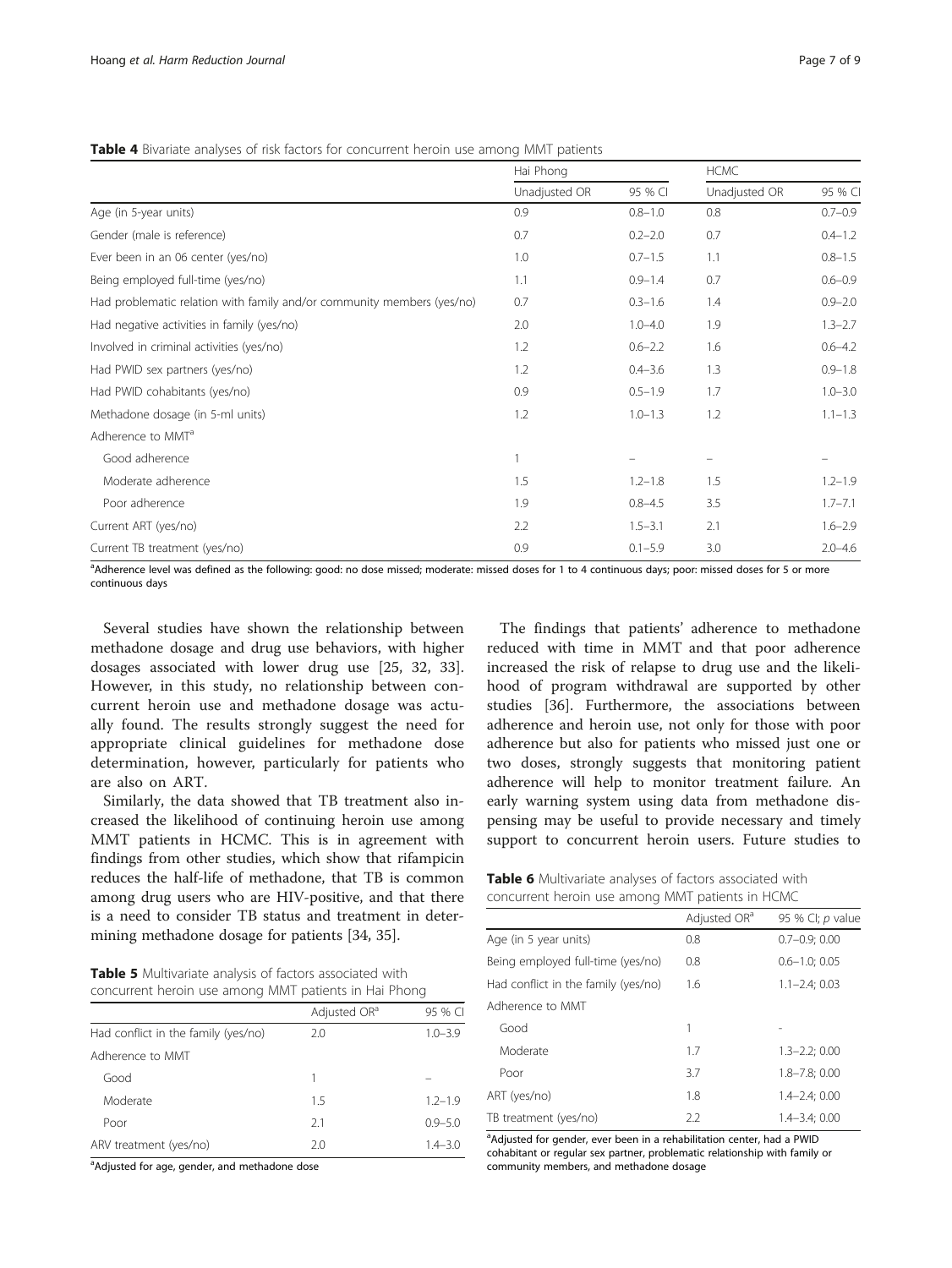**Table 4** Bivariate analyses of risk factors for concurrent heroin use among MMT patients

| | Hai Phong | | HCMC | |
|---|---|---|---|---|
| | Unadjusted OR | 95 % CI | Unadjusted OR | 95 % CI |
| Age (in 5-year units) | 0.9 | 0.8–1.0 | 0.8 | 0.7–0.9 |
| Gender (male is reference) | 0.7 | 0.2–2.0 | 0.7 | 0.4–1.2 |
| Ever been in an 06 center (yes/no) | 1.0 | 0.7–1.5 | 1.1 | 0.8–1.5 |
| Being employed full-time (yes/no) | 1.1 | 0.9–1.4 | 0.7 | 0.6–0.9 |
| Had problematic relation with family and/or community members (yes/no) | 0.7 | 0.3–1.6 | 1.4 | 0.9–2.0 |
| Had negative activities in family (yes/no) | 2.0 | 1.0–4.0 | 1.9 | 1.3–2.7 |
| Involved in criminal activities (yes/no) | 1.2 | 0.6–2.2 | 1.6 | 0.6–4.2 |
| Had PWID sex partners (yes/no) | 1.2 | 0.4–3.6 | 1.3 | 0.9–1.8 |
| Had PWID cohabitants (yes/no) | 0.9 | 0.5–1.9 | 1.7 | 1.0–3.0 |
| Methadone dosage (in 5-ml units) | 1.2 | 1.0–1.3 | 1.2 | 1.1–1.3 |
| Adherence to MMT[a] | | | | |
| Good adherence | 1 | – | – | – |
| Moderate adherence | 1.5 | 1.2–1.8 | 1.5 | 1.2–1.9 |
| Poor adherence | 1.9 | 0.8–4.5 | 3.5 | 1.7–7.1 |
| Current ART (yes/no) | 2.2 | 1.5–3.1 | 2.1 | 1.6–2.9 |
| Current TB treatment (yes/no) | 0.9 | 0.1–5.9 | 3.0 | 2.0–4.6 |

[a]Adherence level was defined as the following: good: no dose missed; moderate: missed doses for 1 to 4 continuous days; poor: missed doses for 5 or more continuous days

Several studies have shown the relationship between methadone dosage and drug use behaviors, with higher dosages associated with lower drug use [25, 32, 33]. However, in this study, no relationship between concurrent heroin use and methadone dosage was actually found. The results strongly suggest the need for appropriate clinical guidelines for methadone dose determination, however, particularly for patients who are also on ART.

Similarly, the data showed that TB treatment also increased the likelihood of continuing heroin use among MMT patients in HCMC. This is in agreement with findings from other studies, which show that rifampicin reduces the half-life of methadone, that TB is common among drug users who are HIV-positive, and that there is a need to consider TB status and treatment in determining methadone dosage for patients [34, 35].

**Table 5** Multivariate analysis of factors associated with concurrent heroin use among MMT patients in Hai Phong

| | Adjusted OR[a] | 95 % CI |
|---|---|---|
| Had conflict in the family (yes/no) | 2.0 | 1.0–3.9 |
| Adherence to MMT | | |
| Good | 1 | – |
| Moderate | 1.5 | 1.2–1.9 |
| Poor | 2.1 | 0.9–5.0 |
| ARV treatment (yes/no) | 2.0 | 1.4–3.0 |

[a]Adjusted for age, gender, and methadone dose

The findings that patients' adherence to methadone reduced with time in MMT and that poor adherence increased the risk of relapse to drug use and the likelihood of program withdrawal are supported by other studies [36]. Furthermore, the associations between adherence and heroin use, not only for those with poor adherence but also for patients who missed just one or two doses, strongly suggests that monitoring patient adherence will help to monitor treatment failure. An early warning system using data from methadone dispensing may be useful to provide necessary and timely support to concurrent heroin users. Future studies to

**Table 6** Multivariate analyses of factors associated with concurrent heroin use among MMT patients in HCMC

| | Adjusted OR[a] | 95 % CI; p value |
|---|---|---|
| Age (in 5 year units) | 0.8 | 0.7–0.9; 0.00 |
| Being employed full-time (yes/no) | 0.8 | 0.6–1.0; 0.05 |
| Had conflict in the family (yes/no) | 1.6 | 1.1–2.4; 0.03 |
| Adherence to MMT | | |
| Good | 1 | - |
| Moderate | 1.7 | 1.3–2.2; 0.00 |
| Poor | 3.7 | 1.8–7.8; 0.00 |
| ART (yes/no) | 1.8 | 1.4–2.4; 0.00 |
| TB treatment (yes/no) | 2.2 | 1.4–3.4; 0.00 |

[a]Adjusted for gender, ever been in a rehabilitation center, had a PWID cohabitant or regular sex partner, problematic relationship with family or community members, and methadone dosage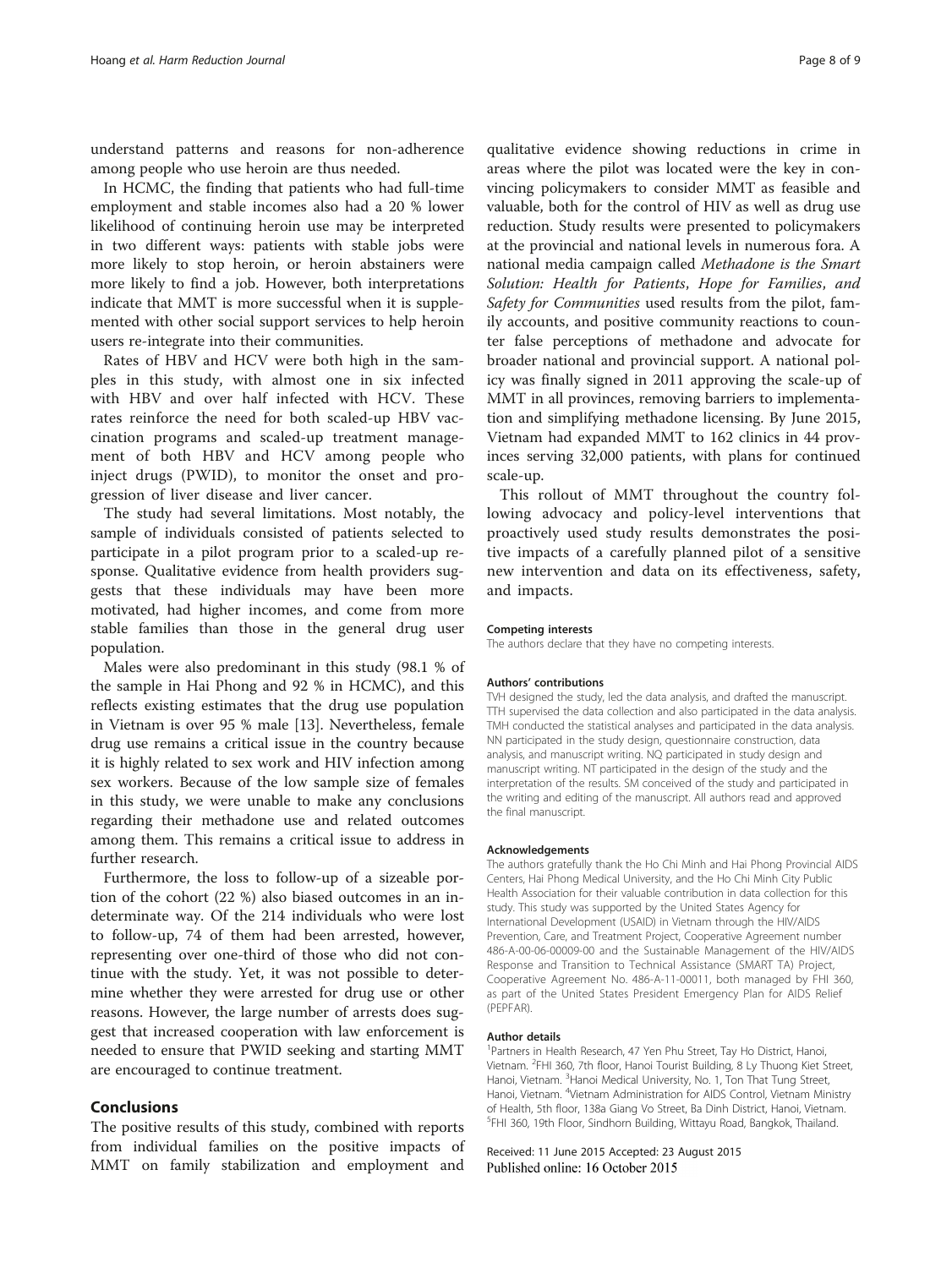understand patterns and reasons for non-adherence among people who use heroin are thus needed.

In HCMC, the finding that patients who had full-time employment and stable incomes also had a 20 % lower likelihood of continuing heroin use may be interpreted in two different ways: patients with stable jobs were more likely to stop heroin, or heroin abstainers were more likely to find a job. However, both interpretations indicate that MMT is more successful when it is supplemented with other social support services to help heroin users re-integrate into their communities.

Rates of HBV and HCV were both high in the samples in this study, with almost one in six infected with HBV and over half infected with HCV. These rates reinforce the need for both scaled-up HBV vaccination programs and scaled-up treatment management of both HBV and HCV among people who inject drugs (PWID), to monitor the onset and progression of liver disease and liver cancer.

The study had several limitations. Most notably, the sample of individuals consisted of patients selected to participate in a pilot program prior to a scaled-up response. Qualitative evidence from health providers suggests that these individuals may have been more motivated, had higher incomes, and come from more stable families than those in the general drug user population.

Males were also predominant in this study (98.1 % of the sample in Hai Phong and 92 % in HCMC), and this reflects existing estimates that the drug use population in Vietnam is over 95 % male [13]. Nevertheless, female drug use remains a critical issue in the country because it is highly related to sex work and HIV infection among sex workers. Because of the low sample size of females in this study, we were unable to make any conclusions regarding their methadone use and related outcomes among them. This remains a critical issue to address in further research.

Furthermore, the loss to follow-up of a sizeable portion of the cohort (22 %) also biased outcomes in an indeterminate way. Of the 214 individuals who were lost to follow-up, 74 of them had been arrested, however, representing over one-third of those who did not continue with the study. Yet, it was not possible to determine whether they were arrested for drug use or other reasons. However, the large number of arrests does suggest that increased cooperation with law enforcement is needed to ensure that PWID seeking and starting MMT are encouraged to continue treatment.

## Conclusions

The positive results of this study, combined with reports from individual families on the positive impacts of MMT on family stabilization and employment and qualitative evidence showing reductions in crime in areas where the pilot was located were the key in convincing policymakers to consider MMT as feasible and valuable, both for the control of HIV as well as drug use reduction. Study results were presented to policymakers at the provincial and national levels in numerous fora. A national media campaign called *Methadone is the Smart Solution: Health for Patients, Hope for Families, and Safety for Communities* used results from the pilot, family accounts, and positive community reactions to counter false perceptions of methadone and advocate for broader national and provincial support. A national policy was finally signed in 2011 approving the scale-up of MMT in all provinces, removing barriers to implementation and simplifying methadone licensing. By June 2015, Vietnam had expanded MMT to 162 clinics in 44 provinces serving 32,000 patients, with plans for continued scale-up.

This rollout of MMT throughout the country following advocacy and policy-level interventions that proactively used study results demonstrates the positive impacts of a carefully planned pilot of a sensitive new intervention and data on its effectiveness, safety, and impacts.

#### Competing interests

The authors declare that they have no competing interests.

#### Authors' contributions

TVH designed the study, led the data analysis, and drafted the manuscript. TTH supervised the data collection and also participated in the data analysis. TMH conducted the statistical analyses and participated in the data analysis. NN participated in the study design, questionnaire construction, data analysis, and manuscript writing. NQ participated in study design and manuscript writing. NT participated in the design of the study and the interpretation of the results. SM conceived of the study and participated in the writing and editing of the manuscript. All authors read and approved the final manuscript.

#### Acknowledgements

The authors gratefully thank the Ho Chi Minh and Hai Phong Provincial AIDS Centers, Hai Phong Medical University, and the Ho Chi Minh City Public Health Association for their valuable contribution in data collection for this study. This study was supported by the United States Agency for International Development (USAID) in Vietnam through the HIV/AIDS Prevention, Care, and Treatment Project, Cooperative Agreement number 486-A-00-06-00009-00 and the Sustainable Management of the HIV/AIDS Response and Transition to Technical Assistance (SMART TA) Project, Cooperative Agreement No. 486-A-11-00011, both managed by FHI 360, as part of the United States President Emergency Plan for AIDS Relief (PEPFAR).

#### Author details

[1]Partners in Health Research, 47 Yen Phu Street, Tay Ho District, Hanoi, Vietnam. [2]FHI 360, 7th floor, Hanoi Tourist Building, 8 Ly Thuong Kiet Street, Hanoi, Vietnam. [3]Hanoi Medical University, No. 1, Ton That Tung Street, Hanoi, Vietnam. [4]Vietnam Administration for AIDS Control, Vietnam Ministry of Health, 5th floor, 138a Giang Vo Street, Ba Dinh District, Hanoi, Vietnam. [5]FHI 360, 19th Floor, Sindhorn Building, Wittayu Road, Bangkok, Thailand.

Received: 11 June 2015 Accepted: 23 August 2015
Published online: 16 October 2015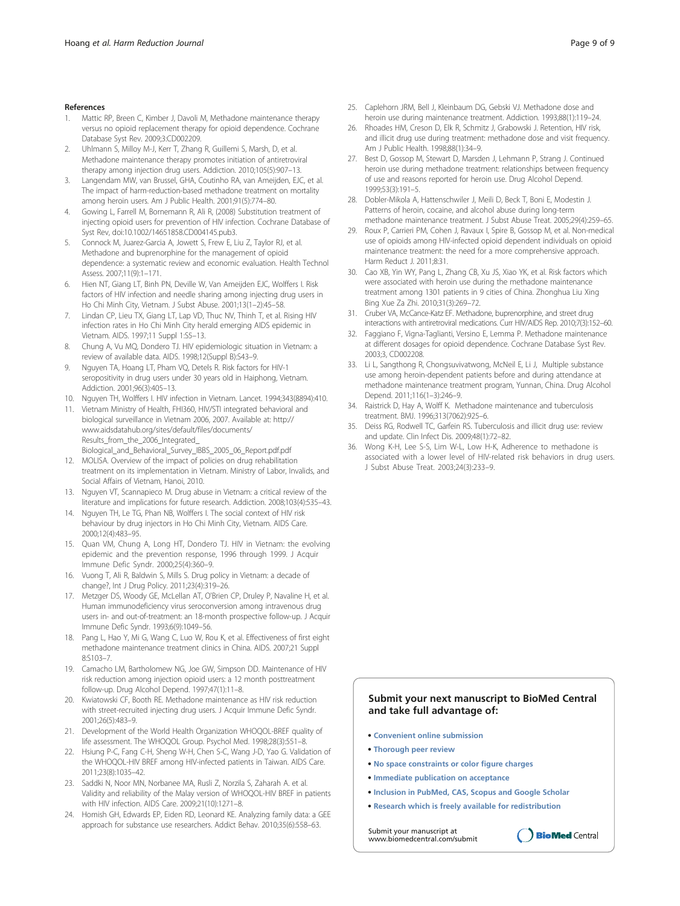## References

1. Mattic RP, Breen C, Kimber J, Davoli M, Methadone maintenance therapy versus no opioid replacement therapy for opioid dependence. Cochrane Database Syst Rev. 2009;3:CD002209.
2. Uhlmann S, Milloy M-J, Kerr T, Zhang R, Guillemi S, Marsh, D, et al. Methadone maintenance therapy promotes initiation of antiretroviral therapy among injection drug users. Addiction. 2010;105(5):907–13.
3. Langendam MW, van Brussel, GHA, Coutinho RA, van Ameijden, EJC, et al. The impact of harm-reduction-based methadone treatment on mortality among heroin users. Am J Public Health. 2001;91(5):774–80.
4. Gowing L, Farrell M, Bornemann R, Ali R, (2008) Substitution treatment of injecting opioid users for prevention of HIV infection. Cochrane Database of Syst Rev, doi:10.1002/14651858.CD004145.pub3.
5. Connock M, Juarez-Garcia A, Jowett S, Frew E, Liu Z, Taylor RJ, et al. Methadone and buprenorphine for the management of opioid dependence: a systematic review and economic evaluation. Health Technol Assess. 2007;11(9):1–171.
6. Hien NT, Giang LT, Binh PN, Deville W, Van Ameijden EJC, Wolffers I. Risk factors of HIV infection and needle sharing among injecting drug users in Ho Chi Minh City, Vietnam. J Subst Abuse. 2001;13(1–2):45–58.
7. Lindan CP, Lieu TX, Giang LT, Lap VD, Thuc NV, Thinh T, et al. Rising HIV infection rates in Ho Chi Minh City herald emerging AIDS epidemic in Vietnam. AIDS. 1997;11 Suppl 1:S5–13.
8. Chung A, Vu MQ, Dondero TJ. HIV epidemiologic situation in Vietnam: a review of available data. AIDS. 1998;12(Suppl B):S43–9.
9. Nguyen TA, Hoang LT, Pham VQ, Detels R. Risk factors for HIV-1 seropositivity in drug users under 30 years old in Haiphong, Vietnam. Addiction. 2001;96(3):405–13.
10. Nguyen TH, Wolffers I. HIV infection in Vietnam. Lancet. 1994;343(8894):410.
11. Vietnam Ministry of Health, FHI360, HIV/STI integrated behavioral and biological surveillance in Vietnam 2006, 2007. Available at: http://www.aidsdatahub.org/sites/default/files/documents/Results_from_the_2006_Integrated_Biological_and_Behavioral_Survey_IBBS_2005_06_Report.pdf.pdf
12. MOLISA. Overview of the impact of policies on drug rehabilitation treatment on its implementation in Vietnam. Ministry of Labor, Invalids, and Social Affairs of Vietnam, Hanoi, 2010.
13. Nguyen VT, Scannapieco M. Drug abuse in Vietnam: a critical review of the literature and implications for future research. Addiction. 2008;103(4):535–43.
14. Nguyen TH, Le TG, Phan NB, Wolffers I. The social context of HIV risk behaviour by drug injectors in Ho Chi Minh City, Vietnam. AIDS Care. 2000;12(4):483–95.
15. Quan VM, Chung A, Long HT, Dondero TJ. HIV in Vietnam: the evolving epidemic and the prevention response, 1996 through 1999. J Acquir Immune Defic Syndr. 2000;25(4):360–9.
16. Vuong T, Ali R, Baldwin S, Mills S. Drug policy in Vietnam: a decade of change?, Int J Drug Policy. 2011;23(4):319–26.
17. Metzger DS, Woody GE, McLellan AT, O'Brien CP, Druley P, Navaline H, et al. Human immunodeficiency virus seroconversion among intravenous drug users in- and out-of-treatment: an 18-month prospective follow-up. J Acquir Immune Defic Syndr. 1993;6(9):1049–56.
18. Pang L, Hao Y, Mi G, Wang C, Luo W, Rou K, et al. Effectiveness of first eight methadone maintenance treatment clinics in China. AIDS. 2007;21 Suppl 8:S103–7.
19. Camacho LM, Bartholomew NG, Joe GW, Simpson DD. Maintenance of HIV risk reduction among injection opioid users: a 12 month posttreatment follow-up. Drug Alcohol Depend. 1997;47(1):11–8.
20. Kwiatowski CF, Booth RE. Methadone maintenance as HIV risk reduction with street-recruited injecting drug users. J Acquir Immune Defic Syndr. 2001;26(5):483–9.
21. Development of the World Health Organization WHOQOL-BREF quality of life assessment. The WHOQOL Group. Psychol Med. 1998;28(3):551–8.
22. Hsiung P-C, Fang C-H, Sheng W-H, Chen S-C, Wang J-D, Yao G. Validation of the WHOQOL-HIV BREF among HIV-infected patients in Taiwan. AIDS Care. 2011;23(8):1035–42.
23. Saddki N, Noor MN, Norbanee MA, Rusli Z, Norzila S, Zaharah A. et al. Validity and reliability of the Malay version of WHOQOL-HIV BREF in patients with HIV infection. AIDS Care. 2009;21(10):1271–8.
24. Homish GH, Edwards EP, Eiden RD, Leonard KE. Analyzing family data: a GEE approach for substance use researchers. Addict Behav. 2010;35(6):558–63.
25. Caplehorn JRM, Bell J, Kleinbaum DG, Gebski VJ. Methadone dose and heroin use during maintenance treatment. Addiction. 1993;88(1):119–24.
26. Rhoades HM, Creson D, Elk R, Schmitz J, Grabowski J. Retention, HIV risk, and illicit drug use during treatment: methadone dose and visit frequency. Am J Public Health. 1998;88(1):34–9.
27. Best D, Gossop M, Stewart D, Marsden J, Lehmann P, Strang J. Continued heroin use during methadone treatment: relationships between frequency of use and reasons reported for heroin use. Drug Alcohol Depend. 1999;53(3):191–5.
28. Dobler-Mikola A, Hattenschwiler J, Meili D, Beck T, Boni E, Modestin J. Patterns of heroin, cocaine, and alcohol abuse during long-term methadone maintenance treatment. J Subst Abuse Treat. 2005;29(4):259–65.
29. Roux P, Carrieri PM, Cohen J, Ravaux I, Spire B, Gossop M, et al. Non-medical use of opioids among HIV-infected opioid dependent individuals on opioid maintenance treatment: the need for a more comprehensive approach. Harm Reduct J. 2011;8:31.
30. Cao XB, Yin WY, Pang L, Zhang CB, Xu JS, Xiao YK, et al. Risk factors which were associated with heroin use during the methadone maintenance treatment among 1301 patients in 9 cities of China. Zhonghua Liu Xing Bing Xue Za Zhi. 2010;31(3):269–72.
31. Cruber VA, McCance-Katz EF. Methadone, buprenorphine, and street drug interactions with antiretroviral medications. Curr HIV/AIDS Rep. 2010;7(3):152–60.
32. Faggiano F, Vigna-Taglianti, Versino E, Lemma P. Methadone maintenance at different dosages for opioid dependence. Cochrane Database Syst Rev. 2003;3, CD002208.
33. Li L, Sangthong R, Chongsuvivatwong, McNeil E, Li J, Multiple substance use among heroin-dependent patients before and during attendance at methadone maintenance treatment program, Yunnan, China. Drug Alcohol Depend. 2011;116(1–3):246–9.
34. Raistrick D, Hay A, Wolff K. Methadone maintenance and tuberculosis treatment. BMJ. 1996;313(7062):925–6.
35. Deiss RG, Rodwell TC, Garfein RS. Tuberculosis and illicit drug use: review and update. Clin Infect Dis. 2009;48(1):72–82.
36. Wong K-H, Lee S-S, Lim W-L, Low H-K, Adherence to methadone is associated with a lower level of HIV-related risk behaviors in drug users. J Subst Abuse Treat. 2003;24(3):233–9.

**Submit your next manuscript to BioMed Central and take full advantage of:**

- Convenient online submission
- Thorough peer review
- No space constraints or color figure charges
- Immediate publication on acceptance
- Inclusion in PubMed, CAS, Scopus and Google Scholar
- Research which is freely available for redistribution

Submit your manuscript at www.biomedcentral.com/submit

BioMed Central